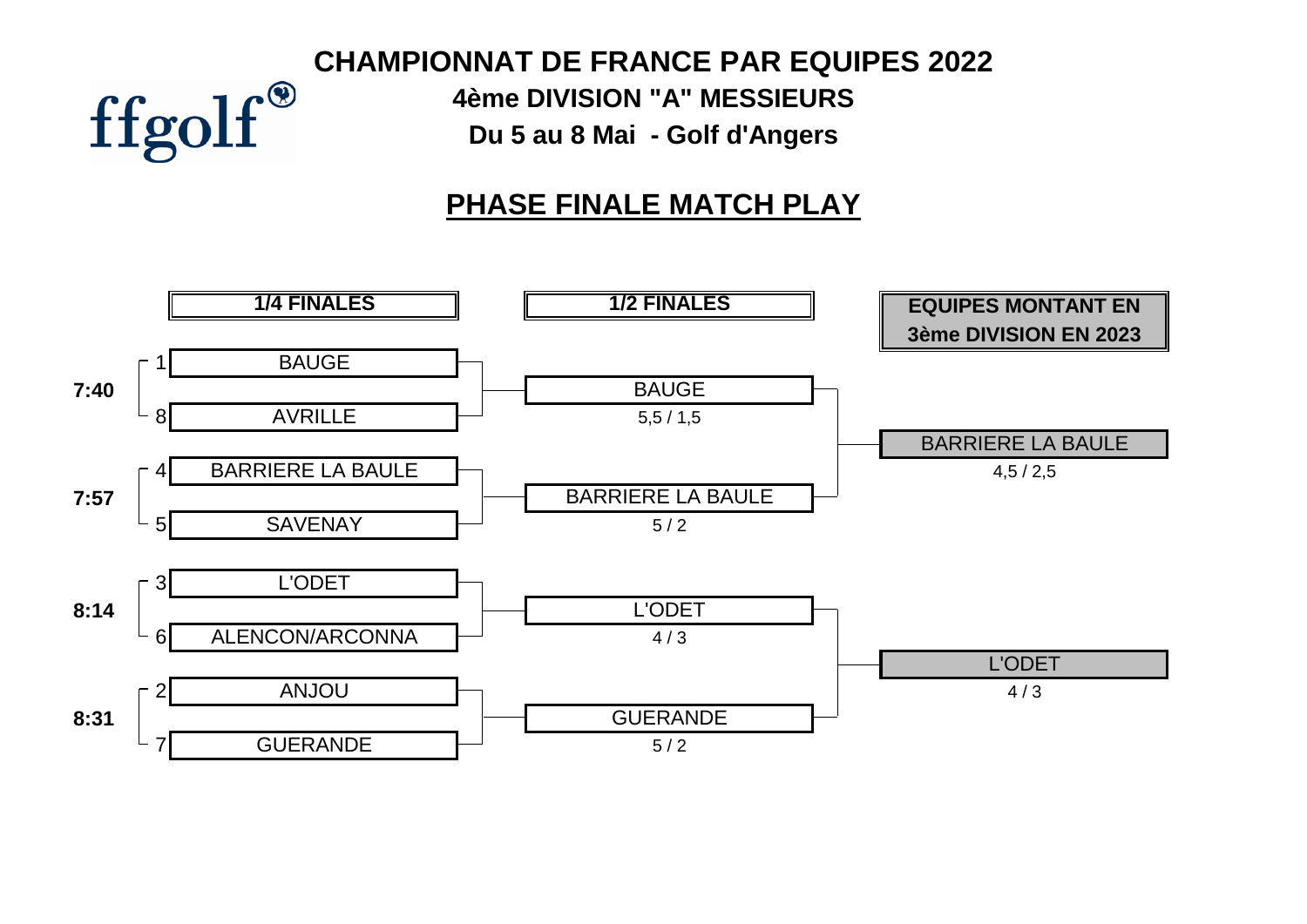# CHAMPIONNAT DE FRANCE PAR EQUIPES 2022

ffgolf

## 4ème DIVISION "A" MESSIEURS

**Du 5 au 8 Mai - Golf d'Angers**

## PHASE FINALE MATCH PLAY

| Horaire | 1/4 FINALES | 1/2 FINALES | EQUIPES MONTANT EN 3ème DIVISION EN 2023 |
|---|---|---|---|
| 7:40 | 1 BAUGE | | |
| | 8 AVRILLE | BAUGE 5,5 / 1,5 | |
| | | | BARRIERE LA BAULE 4,5 / 2,5 |
| 7:57 | 4 BARRIERE LA BAULE | | |
| | 5 SAVENAY | BARRIERE LA BAULE 5 / 2 | |
| 8:14 | 3 L'ODET | | |
| | 6 ALENCON/ARCONNA | L'ODET 4 / 3 | |
| | | | L'ODET 4 / 3 |
| 8:31 | 2 ANJOU | | |
| | 7 GUERANDE | GUERANDE 5 / 2 | |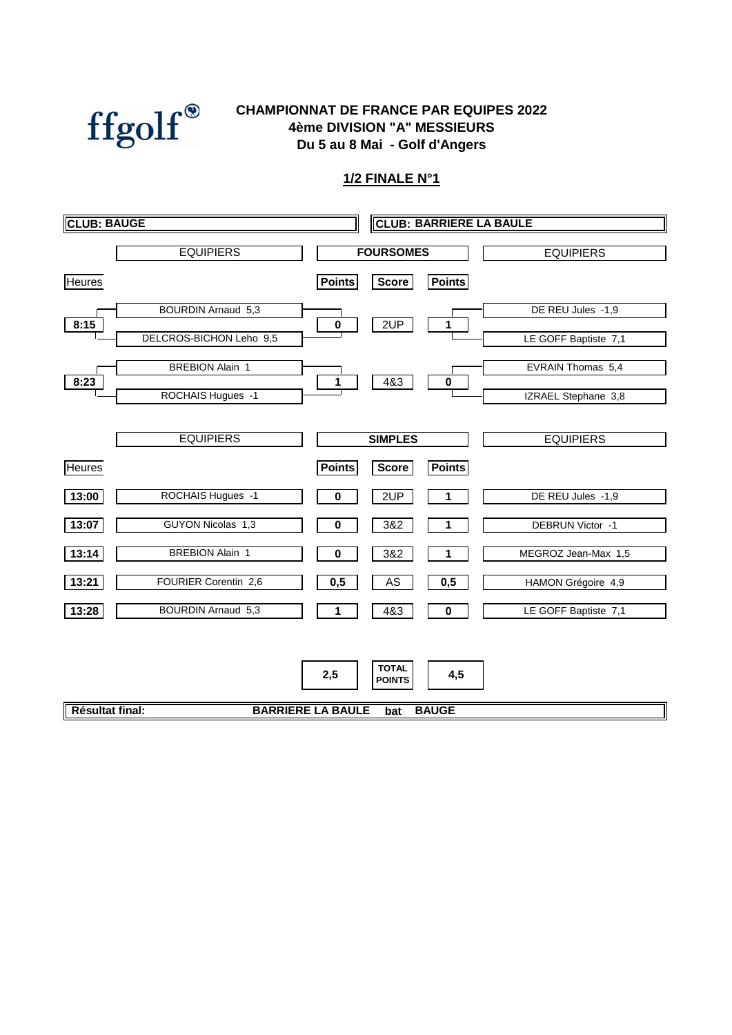ffgolf

# CHAMPIONNAT DE FRANCE PAR EQUIPES 2022
## 4ème DIVISION "A" MESSIEURS
## Du 5 au 8 Mai - Golf d'Angers

### 1/2 FINALE N°1

| CLUB: BAUGE | | | | | CLUB: BARRIERE LA BAULE |
|---|---|---|---|---|---|
| | EQUIPIERS | | FOURSOMES | | EQUIPIERS |
| Heures | | Points | Score | Points | |
| 8:15 | BOURDIN Arnaud 5,3 / DELCROS-BICHON Leho 9,5 | 0 | 2UP | 1 | DE REU Jules -1,9 / LE GOFF Baptiste 7,1 |
| 8:23 | BREBION Alain 1 / ROCHAIS Hugues -1 | 1 | 4&3 | 0 | EVRAIN Thomas 5,4 / IZRAEL Stephane 3,8 |
| | EQUIPIERS | | SIMPLES | | EQUIPIERS |
| Heures | | Points | Score | Points | |
| 13:00 | ROCHAIS Hugues -1 | 0 | 2UP | 1 | DE REU Jules -1,9 |
| 13:07 | GUYON Nicolas 1,3 | 0 | 3&2 | 1 | DEBRUN Victor -1 |
| 13:14 | BREBION Alain 1 | 0 | 3&2 | 1 | MEGROZ Jean-Max 1,5 |
| 13:21 | FOURIER Corentin 2,6 | 0,5 | AS | 0,5 | HAMON Grégoire 4,9 |
| 13:28 | BOURDIN Arnaud 5,3 | 1 | 4&3 | 0 | LE GOFF Baptiste 7,1 |
| | | 2,5 | TOTAL POINTS | 4,5 | |

**Résultat final:** **BARRIERE LA BAULE bat BAUGE**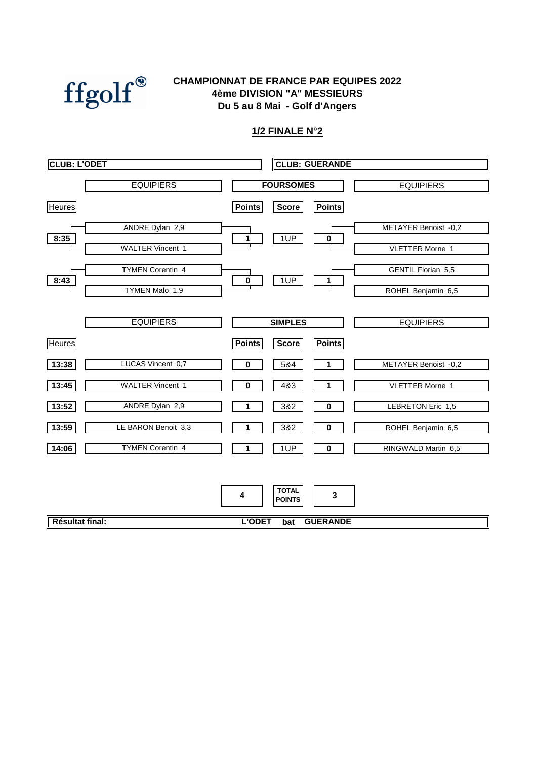ffgolf

# CHAMPIONNAT DE FRANCE PAR EQUIPES 2022
## 4ème DIVISION "A" MESSIEURS
## Du 5 au 8 Mai - Golf d'Angers

### 1/2 FINALE N°2

| CLUB: L'ODET | | | | | CLUB: GUERANDE |
|---|---|---|---|---|---|
| | EQUIPIERS | | FOURSOMES | | EQUIPIERS |
| Heures | | Points | Score | Points | |
| 8:35 | ANDRE Dylan 2,9 / WALTER Vincent 1 | 1 | 1UP | 0 | METAYER Benoist -0,2 / VLETTER Morne 1 |
| 8:43 | TYMEN Corentin 4 / TYMEN Malo 1,9 | 0 | 1UP | 1 | GENTIL Florian 5,5 / ROHEL Benjamin 6,5 |

| | EQUIPIERS | | SIMPLES | | EQUIPIERS |
|---|---|---|---|---|---|
| Heures | | Points | Score | Points | |
| 13:38 | LUCAS Vincent 0,7 | 0 | 5&4 | 1 | METAYER Benoist -0,2 |
| 13:45 | WALTER Vincent 1 | 0 | 4&3 | 1 | VLETTER Morne 1 |
| 13:52 | ANDRE Dylan 2,9 | 1 | 3&2 | 0 | LEBRETON Eric 1,5 |
| 13:59 | LE BARON Benoit 3,3 | 1 | 3&2 | 0 | ROHEL Benjamin 6,5 |
| 14:06 | TYMEN Corentin 4 | 1 | 1UP | 0 | RINGWALD Martin 6,5 |
| | | 4 | TOTAL POINTS | 3 | |

**Résultat final:** L'ODET bat GUERANDE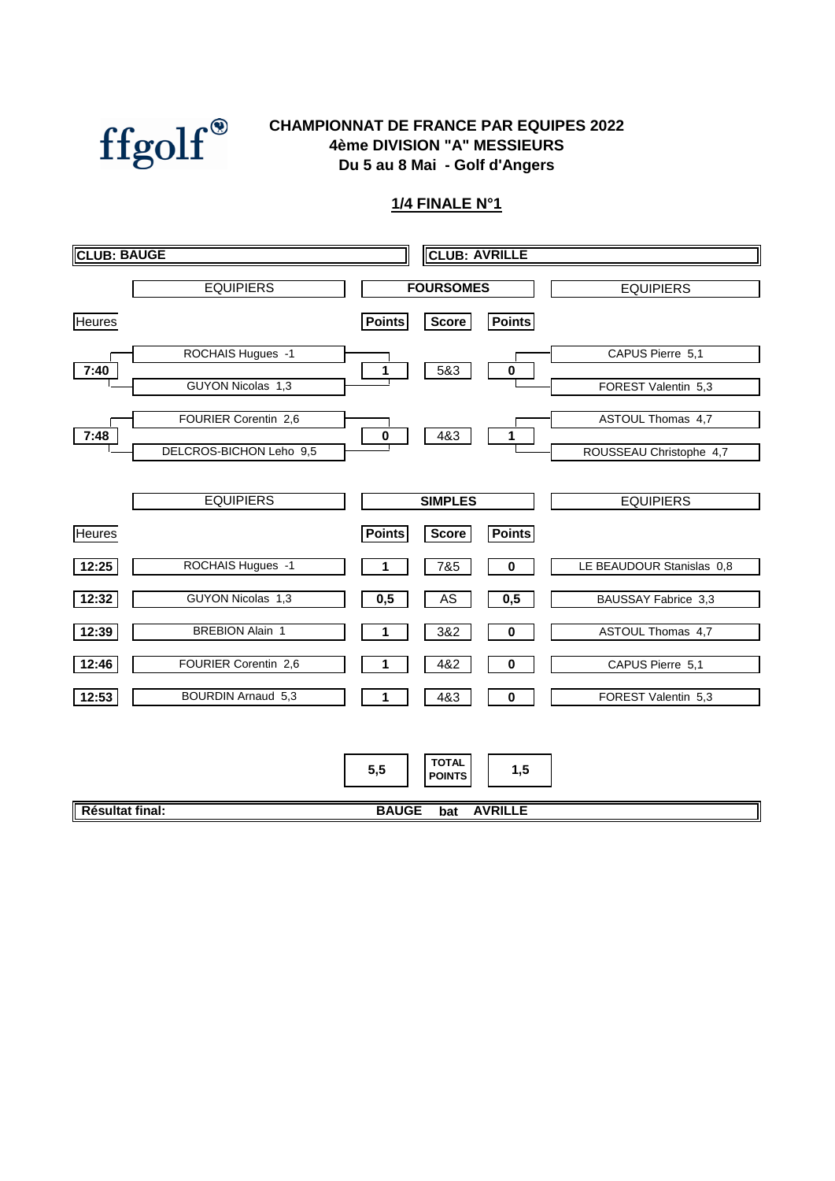ffgolf

# CHAMPIONNAT DE FRANCE PAR EQUIPES 2022
## 4ème DIVISION "A" MESSIEURS
## Du 5 au 8 Mai - Golf d'Angers

### 1/4 FINALE N°1

| CLUB: BAUGE | | | | | CLUB: AVRILLE |
|---|---|---|---|---|---|
| | EQUIPIERS | | FOURSOMES | | EQUIPIERS |
| Heures | | Points | Score | Points | |
| 7:40 | ROCHAIS Hugues -1 / GUYON Nicolas 1,3 | 1 | 5&3 | 0 | CAPUS Pierre 5,1 / FOREST Valentin 5,3 |
| 7:48 | FOURIER Corentin 2,6 / DELCROS-BICHON Leho 9,5 | 0 | 4&3 | 1 | ASTOUL Thomas 4,7 / ROUSSEAU Christophe 4,7 |

| | EQUIPIERS | | SIMPLES | | EQUIPIERS |
|---|---|---|---|---|---|
| Heures | | Points | Score | Points | |
| 12:25 | ROCHAIS Hugues -1 | 1 | 7&5 | 0 | LE BEAUDOUR Stanislas 0,8 |
| 12:32 | GUYON Nicolas 1,3 | 0,5 | AS | 0,5 | BAUSSAY Fabrice 3,3 |
| 12:39 | BREBION Alain 1 | 1 | 3&2 | 0 | ASTOUL Thomas 4,7 |
| 12:46 | FOURIER Corentin 2,6 | 1 | 4&2 | 0 | CAPUS Pierre 5,1 |
| 12:53 | BOURDIN Arnaud 5,3 | 1 | 4&3 | 0 | FOREST Valentin 5,3 |

| 5,5 | TOTAL POINTS | 1,5 |
|---|---|---|

**Résultat final:** **BAUGE bat AVRILLE**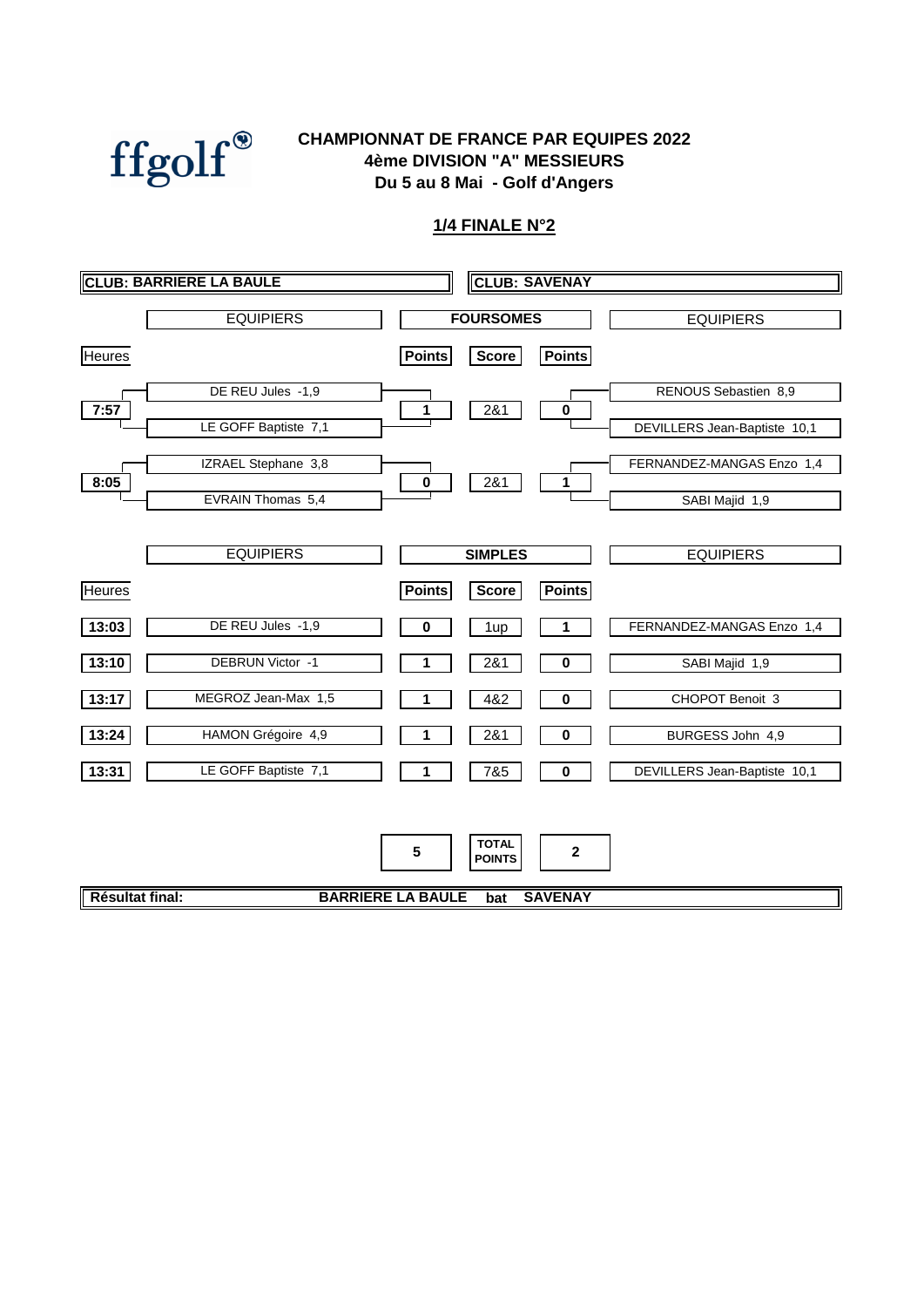ffgolf®

# CHAMPIONNAT DE FRANCE PAR EQUIPES 2022
## 4ème DIVISION "A" MESSIEURS
## Du 5 au 8 Mai - Golf d'Angers

### 1/4 FINALE N°2

**CLUB: BARRIERE LA BAULE** | **CLUB: SAVENAY**

| Heures | EQUIPIERS | Points | Score | Points | EQUIPIERS |
|---|---|---|---|---|---|
| | | | **FOURSOMES** | | |
| 7:57 | DE REU Jules -1,9 / LE GOFF Baptiste 7,1 | 1 | 2&1 | 0 | RENOUS Sebastien 8,9 / DEVILLERS Jean-Baptiste 10,1 |
| 8:05 | IZRAEL Stephane 3,8 / EVRAIN Thomas 5,4 | 0 | 2&1 | 1 | FERNANDEZ-MANGAS Enzo 1,4 / SABI Majid 1,9 |

| Heures | EQUIPIERS | Points | Score | Points | EQUIPIERS |
|---|---|---|---|---|---|
| | | | **SIMPLES** | | |
| 13:03 | DE REU Jules -1,9 | 0 | 1up | 1 | FERNANDEZ-MANGAS Enzo 1,4 |
| 13:10 | DEBRUN Victor -1 | 1 | 2&1 | 0 | SABI Majid 1,9 |
| 13:17 | MEGROZ Jean-Max 1,5 | 1 | 4&2 | 0 | CHOPOT Benoit 3 |
| 13:24 | HAMON Grégoire 4,9 | 1 | 2&1 | 0 | BURGESS John 4,9 |
| 13:31 | LE GOFF Baptiste 7,1 | 1 | 7&5 | 0 | DEVILLERS Jean-Baptiste 10,1 |

| | TOTAL POINTS | |
|---|---|---|
| 5 | | 2 |

**Résultat final:** **BARRIERE LA BAULE bat SAVENAY**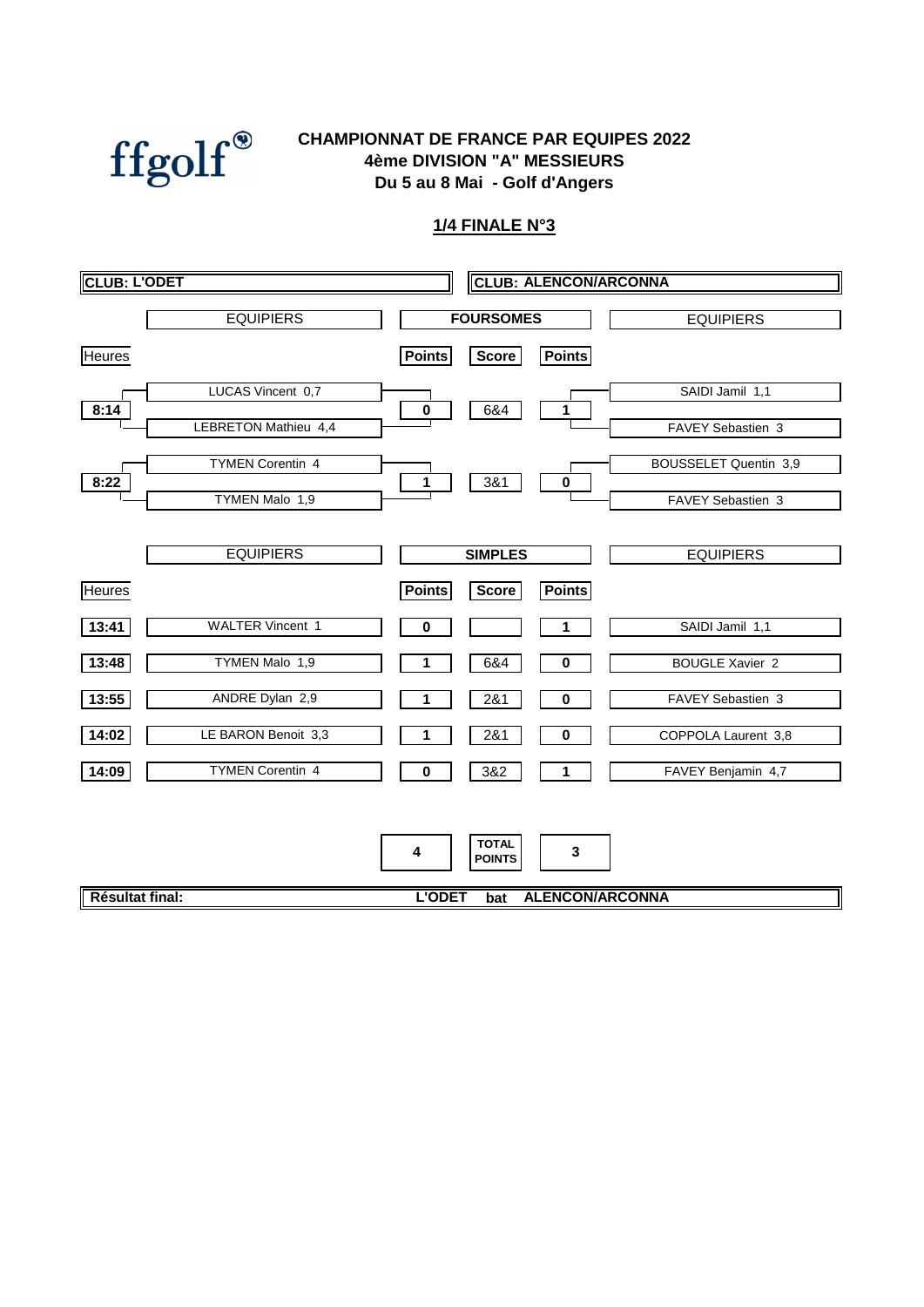ffgolf

# CHAMPIONNAT DE FRANCE PAR EQUIPES 2022
## 4ème DIVISION "A" MESSIEURS
## Du 5 au 8 Mai - Golf d'Angers

### 1/4 FINALE N°3

| CLUB: L'ODET | | | | | CLUB: ALENCON/ARCONNA |
|---|---|---|---|---|---|
| | EQUIPIERS | FOURSOMES | | | EQUIPIERS |
| Heures | | Points | Score | Points | |
| 8:14 | LUCAS Vincent 0,7 / LEBRETON Mathieu 4,4 | 0 | 6&4 | 1 | SAIDI Jamil 1,1 / FAVEY Sebastien 3 |
| 8:22 | TYMEN Corentin 4 / TYMEN Malo 1,9 | 1 | 3&1 | 0 | BOUSSELET Quentin 3,9 / FAVEY Sebastien 3 |

| | EQUIPIERS | SIMPLES | | | EQUIPIERS |
|---|---|---|---|---|---|
| Heures | | Points | Score | Points | |
| 13:41 | WALTER Vincent 1 | 0 | | 1 | SAIDI Jamil 1,1 |
| 13:48 | TYMEN Malo 1,9 | 1 | 6&4 | 0 | BOUGLE Xavier 2 |
| 13:55 | ANDRE Dylan 2,9 | 1 | 2&1 | 0 | FAVEY Sebastien 3 |
| 14:02 | LE BARON Benoit 3,3 | 1 | 2&1 | 0 | COPPOLA Laurent 3,8 |
| 14:09 | TYMEN Corentin 4 | 0 | 3&2 | 1 | FAVEY Benjamin 4,7 |

| 4 | TOTAL POINTS | 3 |
|---|---|---|

**Résultat final:** **L'ODET bat ALENCON/ARCONNA**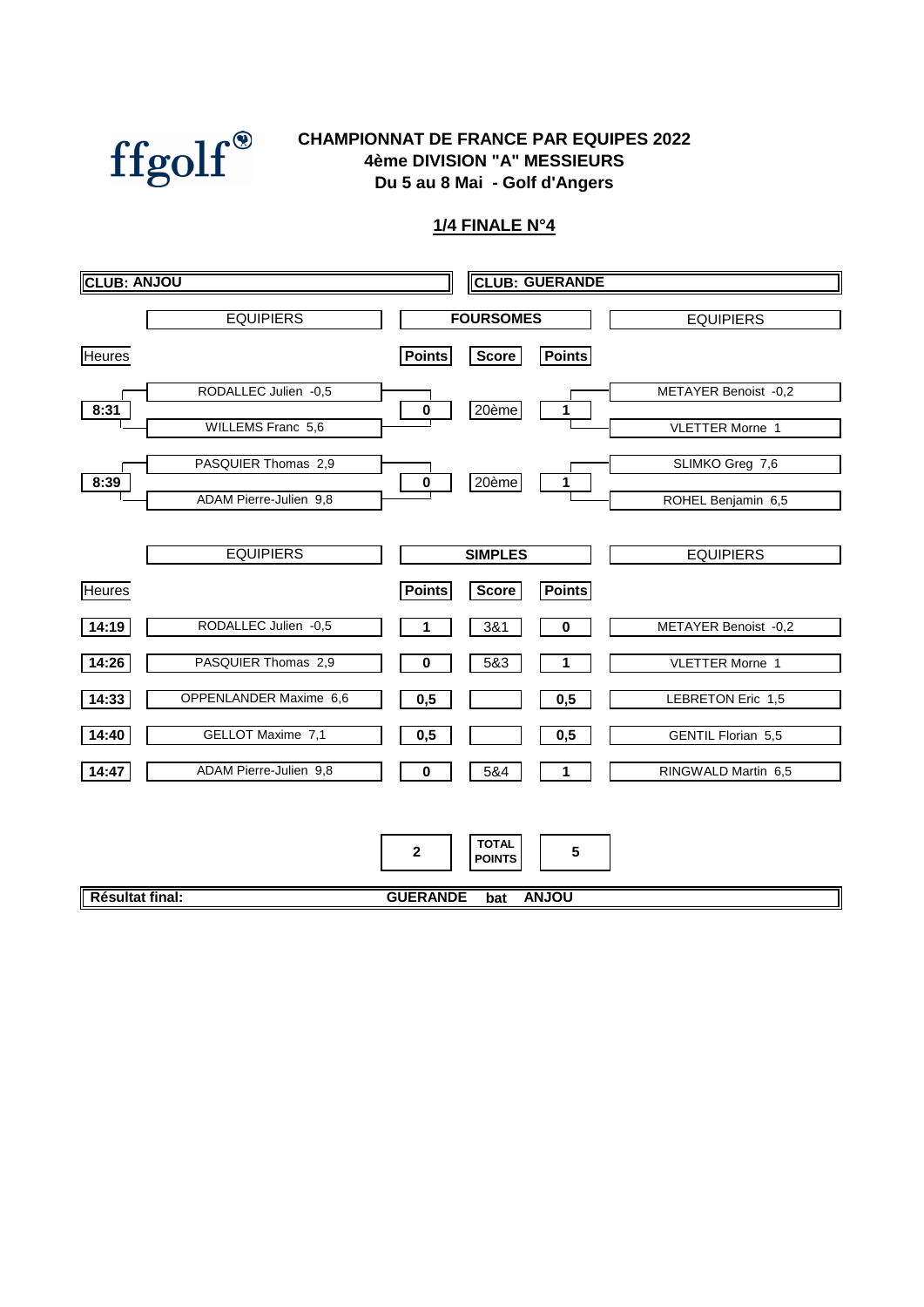ffgolf

# CHAMPIONNAT DE FRANCE PAR EQUIPES 2022
## 4ème DIVISION "A" MESSIEURS
## Du 5 au 8 Mai - Golf d'Angers

### 1/4 FINALE N°4

| CLUB: ANJOU | | | | | CLUB: GUERANDE |
|---|---|---|---|---|---|
| | EQUIPIERS | | FOURSOMES | | EQUIPIERS |
| Heures | | Points | Score | Points | |
| 8:31 | RODALLEC Julien -0,5 / WILLEMS Franc 5,6 | 0 | 20ème | 1 | METAYER Benoist -0,2 / VLETTER Morne 1 |
| 8:39 | PASQUIER Thomas 2,9 / ADAM Pierre-Julien 9,8 | 0 | 20ème | 1 | SLIMKO Greg 7,6 / ROHEL Benjamin 6,5 |

| | EQUIPIERS | | SIMPLES | | EQUIPIERS |
|---|---|---|---|---|---|
| Heures | | Points | Score | Points | |
| 14:19 | RODALLEC Julien -0,5 | 1 | 3&1 | 0 | METAYER Benoist -0,2 |
| 14:26 | PASQUIER Thomas 2,9 | 0 | 5&3 | 1 | VLETTER Morne 1 |
| 14:33 | OPPENLANDER Maxime 6,6 | 0,5 | | 0,5 | LEBRETON Eric 1,5 |
| 14:40 | GELLOT Maxime 7,1 | 0,5 | | 0,5 | GENTIL Florian 5,5 |
| 14:47 | ADAM Pierre-Julien 9,8 | 0 | 5&4 | 1 | RINGWALD Martin 6,5 |
| | | 2 | TOTAL POINTS | 5 | |

**Résultat final:** **GUERANDE bat ANJOU**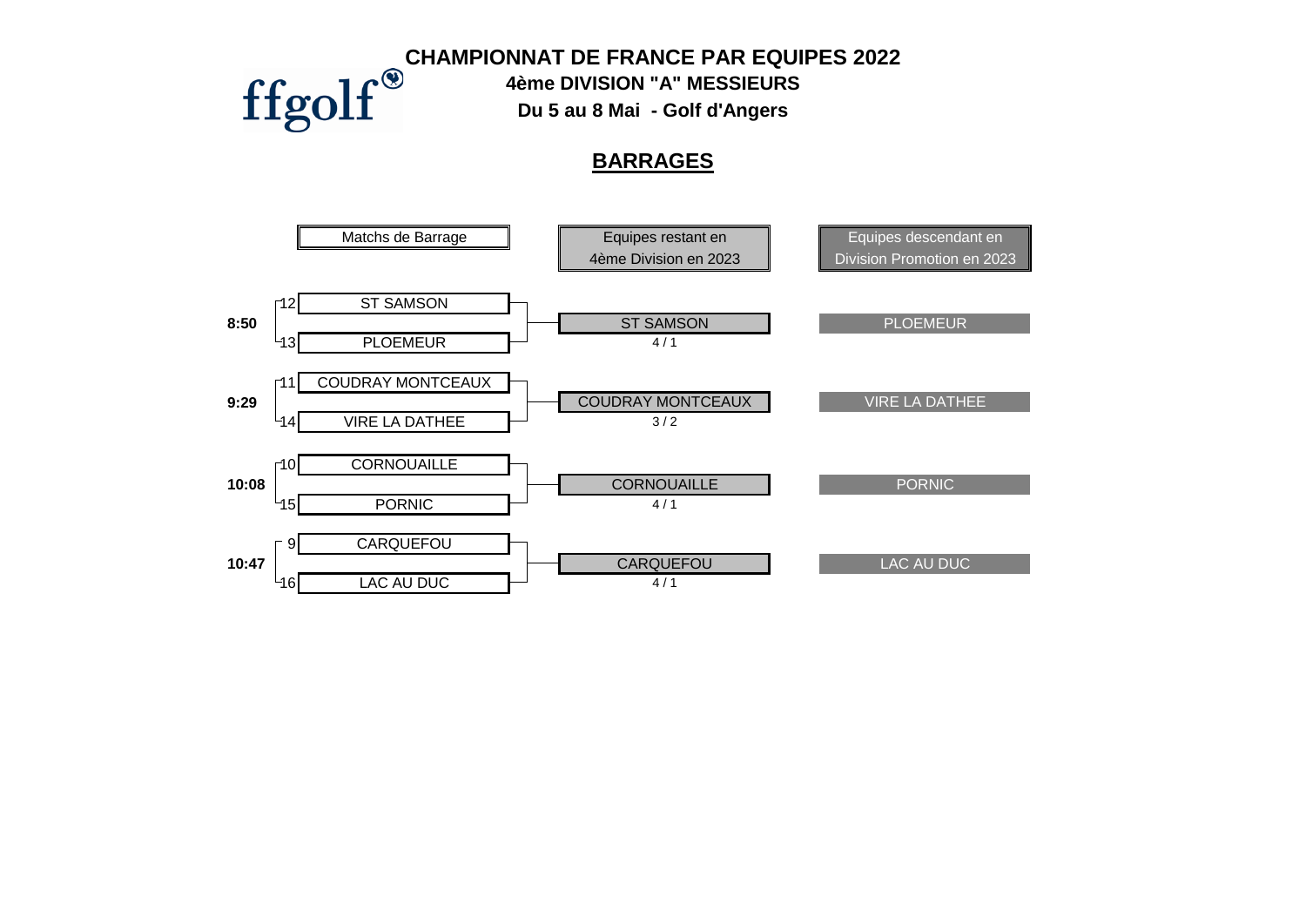# CHAMPIONNAT DE FRANCE PAR EQUIPES 2022

**4ème DIVISION "A" MESSIEURS**

**Du 5 au 8 Mai - Golf d'Angers**

## BARRAGES

| Heure | Matchs de Barrage | Equipes restant en 4ème Division en 2023 | Equipes descendant en Division Promotion en 2023 |
|---|---|---|---|
| 8:50 | 12 ST SAMSON / 13 PLOEMEUR | ST SAMSON (4 / 1) | PLOEMEUR |
| 9:29 | 11 COUDRAY MONTCEAUX / 14 VIRE LA DATHEE | COUDRAY MONTCEAUX (3 / 2) | VIRE LA DATHEE |
| 10:08 | 10 CORNOUAILLE / 15 PORNIC | CORNOUAILLE (4 / 1) | PORNIC |
| 10:47 | 9 CARQUEFOU / 16 LAC AU DUC | CARQUEFOU (4 / 1) | LAC AU DUC |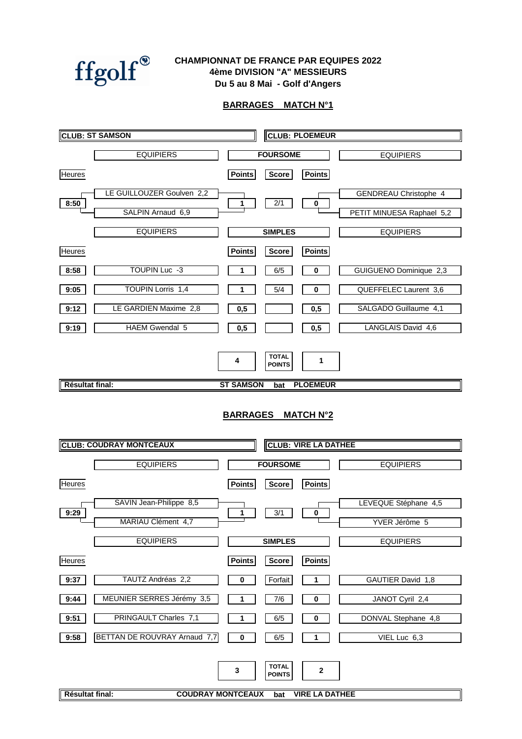**CHAMPIONNAT DE FRANCE PAR EQUIPES 2022**
**4ème DIVISION "A" MESSIEURS**
**Du 5 au 8 Mai - Golf d'Angers**

## BARRAGES MATCH N°1

| CLUB: ST SAMSON | | | | | CLUB: PLOEMEUR |
|---|---|---|---|---|---|
| | EQUIPIERS | FOURSOME | | | EQUIPIERS |
| Heures | | Points | Score | Points | |
| 8:50 | LE GUILLOUZER Goulven 2,2 / SALPIN Arnaud 6,9 | 1 | 2/1 | 0 | GENDREAU Christophe 4 / PETIT MINUESA Raphael 5,2 |
| | EQUIPIERS | SIMPLES | | | EQUIPIERS |
| Heures | | Points | Score | Points | |
| 8:58 | TOUPIN Luc -3 | 1 | 6/5 | 0 | GUIGUENO Dominique 2,3 |
| 9:05 | TOUPIN Lorris 1,4 | 1 | 5/4 | 0 | QUEFFELEC Laurent 3,6 |
| 9:12 | LE GARDIEN Maxime 2,8 | 0,5 | | 0,5 | SALGADO Guillaume 4,1 |
| 9:19 | HAEM Gwendal 5 | 0,5 | | 0,5 | LANGLAIS David 4,6 |
| | | 4 | TOTAL POINTS | 1 | |

**Résultat final:** ST SAMSON bat PLOEMEUR

## BARRAGES MATCH N°2

| CLUB: COUDRAY MONTCEAUX | | | | | CLUB: VIRE LA DATHEE |
|---|---|---|---|---|---|
| | EQUIPIERS | FOURSOME | | | EQUIPIERS |
| Heures | | Points | Score | Points | |
| 9:29 | SAVIN Jean-Philippe 8,5 / MARIAU Clément 4,7 | 1 | 3/1 | 0 | LEVEQUE Stéphane 4,5 / YVER Jérôme 5 |
| | EQUIPIERS | SIMPLES | | | EQUIPIERS |
| Heures | | Points | Score | Points | |
| 9:37 | TAUTZ Andréas 2,2 | 0 | Forfait | 1 | GAUTIER David 1,8 |
| 9:44 | MEUNIER SERRES Jérémy 3,5 | 1 | 7/6 | 0 | JANOT Cyril 2,4 |
| 9:51 | PRINGAULT Charles 7,1 | 1 | 6/5 | 0 | DONVAL Stephane 4,8 |
| 9:58 | BETTAN DE ROUVRAY Arnaud 7,7 | 0 | 6/5 | 1 | VIEL Luc 6,3 |
| | | 3 | TOTAL POINTS | 2 | |

**Résultat final:** COUDRAY MONTCEAUX bat VIRE LA DATHEE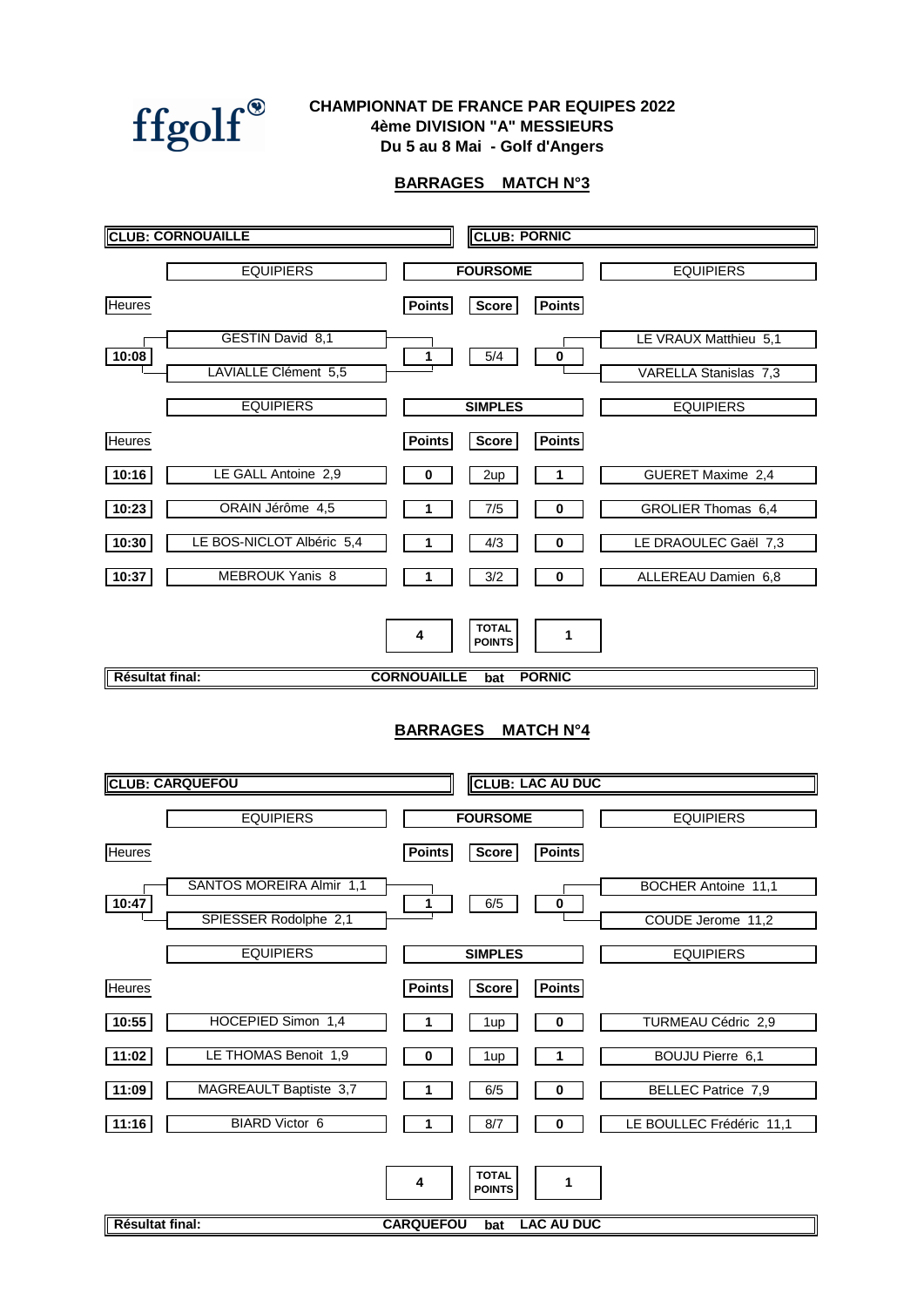**CHAMPIONNAT DE FRANCE PAR EQUIPES 2022**
**4ème DIVISION "A" MESSIEURS**
**Du 5 au 8 Mai - Golf d'Angers**

## BARRAGES MATCH N°3

| CLUB: CORNOUAILLE | | | | | CLUB: PORNIC |
|---|---|---|---|---|---|
| | EQUIPIERS | | FOURSOME | | EQUIPIERS |
| Heures | | Points | Score | Points | |
| 10:08 | GESTIN David 8,1 / LAVIALLE Clément 5,5 | 1 | 5/4 | 0 | LE VRAUX Matthieu 5,1 / VARELA Stanislas 7,3 |
| | EQUIPIERS | | SIMPLES | | EQUIPIERS |
| Heures | | Points | Score | Points | |
| 10:16 | LE GALL Antoine 2,9 | 0 | 2up | 1 | GUERET Maxime 2,4 |
| 10:23 | ORAIN Jérôme 4,5 | 1 | 7/5 | 0 | GROLIER Thomas 6,4 |
| 10:30 | LE BOS-NICLOT Albéric 5,4 | 1 | 4/3 | 0 | LE DRAOULEC Gaël 7,3 |
| 10:37 | MEBROUK Yanis 8 | 1 | 3/2 | 0 | ALLEREAU Damien 6,8 |
| | | 4 | TOTAL POINTS | 1 | |

**Résultat final:** CORNOUAILLE **bat** PORNIC

## BARRAGES MATCH N°4

| CLUB: CARQUEFOU | | | | | CLUB: LAC AU DUC |
|---|---|---|---|---|---|
| | EQUIPIERS | | FOURSOME | | EQUIPIERS |
| Heures | | Points | Score | Points | |
| 10:47 | SANTOS MOREIRA Almir 1,1 / SPIESSER Rodolphe 2,1 | 1 | 6/5 | 0 | BOCHER Antoine 11,1 / COUDE Jerome 11,2 |
| | EQUIPIERS | | SIMPLES | | EQUIPIERS |
| Heures | | Points | Score | Points | |
| 10:55 | HOCEPIED Simon 1,4 | 1 | 1up | 0 | TURMEAU Cédric 2,9 |
| 11:02 | LE THOMAS Benoit 1,9 | 0 | 1up | 1 | BOUJU Pierre 6,1 |
| 11:09 | MAGREAULT Baptiste 3,7 | 1 | 6/5 | 0 | BELLEC Patrice 7,9 |
| 11:16 | BIARD Victor 6 | 1 | 8/7 | 0 | LE BOULLEC Frédéric 11,1 |
| | | 4 | TOTAL POINTS | 1 | |

**Résultat final:** CARQUEFOU **bat** LAC AU DUC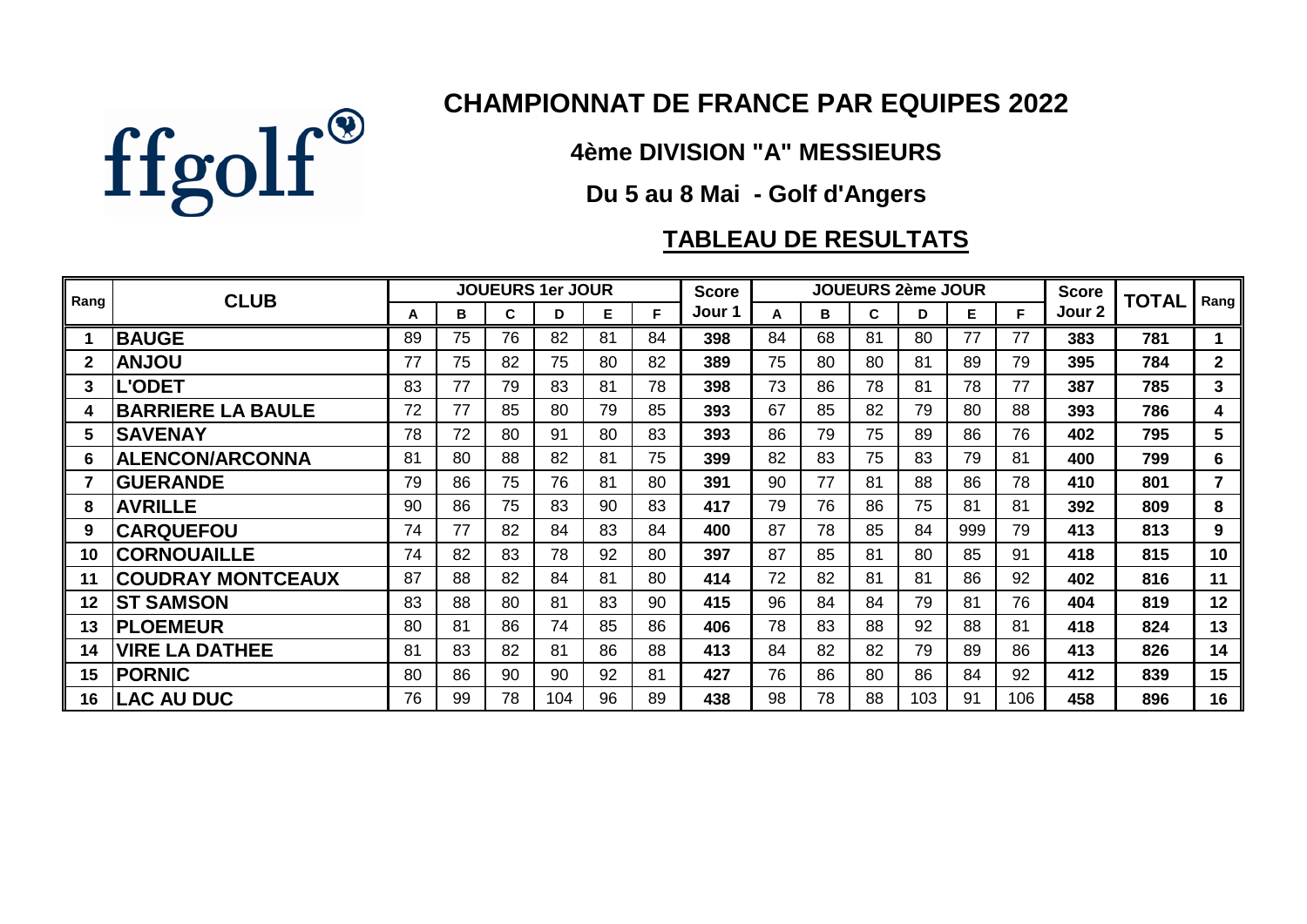# CHAMPIONNAT DE FRANCE PAR EQUIPES 2022

## 4ème DIVISION "A" MESSIEURS

## Du 5 au 8 Mai - Golf d'Angers

## TABLEAU DE RESULTATS

| Rang | CLUB | JOUEURS 1er JOUR | | | | | | Score Jour 1 | JOUEURS 2ème JOUR | | | | | | Score Jour 2 | TOTAL | Rang |
|---|---|---|---|---|---|---|---|---|---|---|---|---|---|---|---|---|---|
| | | A | B | C | D | E | F | | A | B | C | D | E | F | | | |
| 1 | BAUGE | 89 | 75 | 76 | 82 | 81 | 84 | 398 | 84 | 68 | 81 | 80 | 77 | 77 | 383 | 781 | 1 |
| 2 | ANJOU | 77 | 75 | 82 | 75 | 80 | 82 | 389 | 75 | 80 | 80 | 81 | 89 | 79 | 395 | 784 | 2 |
| 3 | L'ODET | 83 | 77 | 79 | 83 | 81 | 78 | 398 | 73 | 86 | 78 | 81 | 78 | 77 | 387 | 785 | 3 |
| 4 | BARRIERE LA BAULE | 72 | 77 | 85 | 80 | 79 | 85 | 393 | 67 | 85 | 82 | 79 | 80 | 88 | 393 | 786 | 4 |
| 5 | SAVENAY | 78 | 72 | 80 | 91 | 80 | 83 | 393 | 86 | 79 | 75 | 89 | 86 | 76 | 402 | 795 | 5 |
| 6 | ALENCON/ARCONNA | 81 | 80 | 88 | 82 | 81 | 75 | 399 | 82 | 83 | 75 | 83 | 79 | 81 | 400 | 799 | 6 |
| 7 | GUERANDE | 79 | 86 | 75 | 76 | 81 | 80 | 391 | 90 | 77 | 81 | 88 | 86 | 78 | 410 | 801 | 7 |
| 8 | AVRILLE | 90 | 86 | 75 | 83 | 90 | 83 | 417 | 79 | 76 | 86 | 75 | 81 | 81 | 392 | 809 | 8 |
| 9 | CARQUEFOU | 74 | 77 | 82 | 84 | 83 | 84 | 400 | 87 | 78 | 85 | 84 | 999 | 79 | 413 | 813 | 9 |
| 10 | CORNOUAILLE | 74 | 82 | 83 | 78 | 92 | 80 | 397 | 87 | 85 | 81 | 80 | 85 | 91 | 418 | 815 | 10 |
| 11 | COUDRAY MONTCEAUX | 87 | 88 | 82 | 84 | 81 | 80 | 414 | 72 | 82 | 81 | 81 | 86 | 92 | 402 | 816 | 11 |
| 12 | ST SAMSON | 83 | 88 | 80 | 81 | 83 | 90 | 415 | 96 | 84 | 84 | 79 | 81 | 76 | 404 | 819 | 12 |
| 13 | PLOEMEUR | 80 | 81 | 86 | 74 | 85 | 86 | 406 | 78 | 83 | 88 | 92 | 88 | 81 | 418 | 824 | 13 |
| 14 | VIRE LA DATHEE | 81 | 83 | 82 | 81 | 86 | 88 | 413 | 84 | 82 | 82 | 79 | 89 | 86 | 413 | 826 | 14 |
| 15 | PORNIC | 80 | 86 | 90 | 90 | 92 | 81 | 427 | 76 | 86 | 80 | 86 | 84 | 92 | 412 | 839 | 15 |
| 16 | LAC AU DUC | 76 | 99 | 78 | 104 | 96 | 89 | 438 | 98 | 78 | 88 | 103 | 91 | 106 | 458 | 896 | 16 |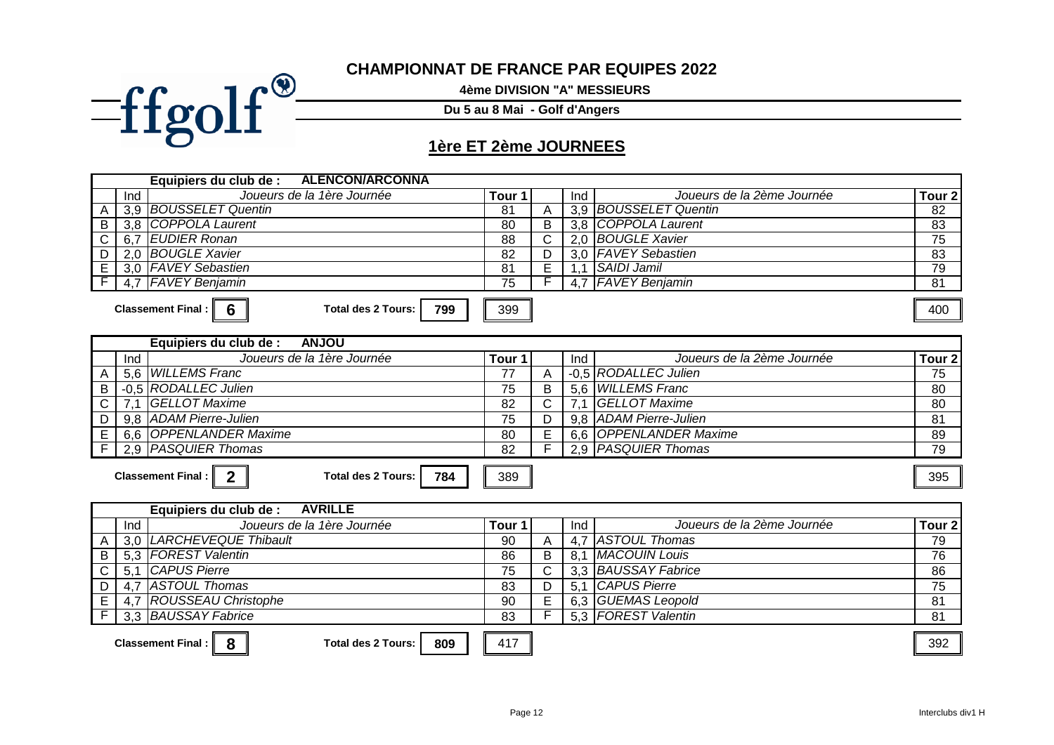ffgolf

# CHAMPIONNAT DE FRANCE PAR EQUIPES 2022

**4ème DIVISION "A" MESSIEURS**

**Du 5 au 8 Mai - Golf d'Angers**

## 1ère ET 2ème JOURNEES

**Equipiers du club de : ALENCON/ARCONNA**

| | Ind | Joueurs de la 1ère Journée | Tour 1 | | Ind | Joueurs de la 2ème Journée | Tour 2 |
|---|---|---|---|---|---|---|---|
| A | 3,9 | *BOUSSELET Quentin* | 81 | A | 3,9 | *BOUSSELET Quentin* | 82 |
| B | 3,8 | *COPPOLA Laurent* | 80 | B | 3,8 | *COPPOLA Laurent* | 83 |
| C | 6,7 | *EUDIER Ronan* | 88 | C | 2,0 | *BOUGLE Xavier* | 75 |
| D | 2,0 | *BOUGLE Xavier* | 82 | D | 3,0 | *FAVEY Sebastien* | 83 |
| E | 3,0 | *FAVEY Sebastien* | 81 | E | 1,1 | *SAIDI Jamil* | 79 |
| F | 4,7 | *FAVEY Benjamin* | 75 | F | 4,7 | *FAVEY Benjamin* | 81 |

**Classement Final : 6** **Total des 2 Tours: 799** | 399 | 400

**Equipiers du club de : ANJOU**

| | Ind | Joueurs de la 1ère Journée | Tour 1 | | Ind | Joueurs de la 2ème Journée | Tour 2 |
|---|---|---|---|---|---|---|---|
| A | 5,6 | *WILLEMS Franc* | 77 | A | -0,5 | *RODALLEC Julien* | 75 |
| B | -0,5 | *RODALLEC Julien* | 75 | B | 5,6 | *WILLEMS Franc* | 80 |
| C | 7,1 | *GELLOT Maxime* | 82 | C | 7,1 | *GELLOT Maxime* | 80 |
| D | 9,8 | *ADAM Pierre-Julien* | 75 | D | 9,8 | *ADAM Pierre-Julien* | 81 |
| E | 6,6 | *OPPENLANDER Maxime* | 80 | E | 6,6 | *OPPENLANDER Maxime* | 89 |
| F | 2,9 | *PASQUIER Thomas* | 82 | F | 2,9 | *PASQUIER Thomas* | 79 |

**Classement Final : 2** **Total des 2 Tours: 784** | 389 | 395

**Equipiers du club de : AVRILLE**

| | Ind | Joueurs de la 1ère Journée | Tour 1 | | Ind | Joueurs de la 2ème Journée | Tour 2 |
|---|---|---|---|---|---|---|---|
| A | 3,0 | *LARCHEVEQUE Thibault* | 90 | A | 4,7 | *ASTOUL Thomas* | 79 |
| B | 5,3 | *FOREST Valentin* | 86 | B | 8,1 | *MACOUIN Louis* | 76 |
| C | 5,1 | *CAPUS Pierre* | 75 | C | 3,3 | *BAUSSAY Fabrice* | 86 |
| D | 4,7 | *ASTOUL Thomas* | 83 | D | 5,1 | *CAPUS Pierre* | 75 |
| E | 4,7 | *ROUSSEAU Christophe* | 90 | E | 6,3 | *GUEMAS Leopold* | 81 |
| F | 3,3 | *BAUSSAY Fabrice* | 83 | F | 5,3 | *FOREST Valentin* | 81 |

**Classement Final : 8** **Total des 2 Tours: 809** | 417 | 392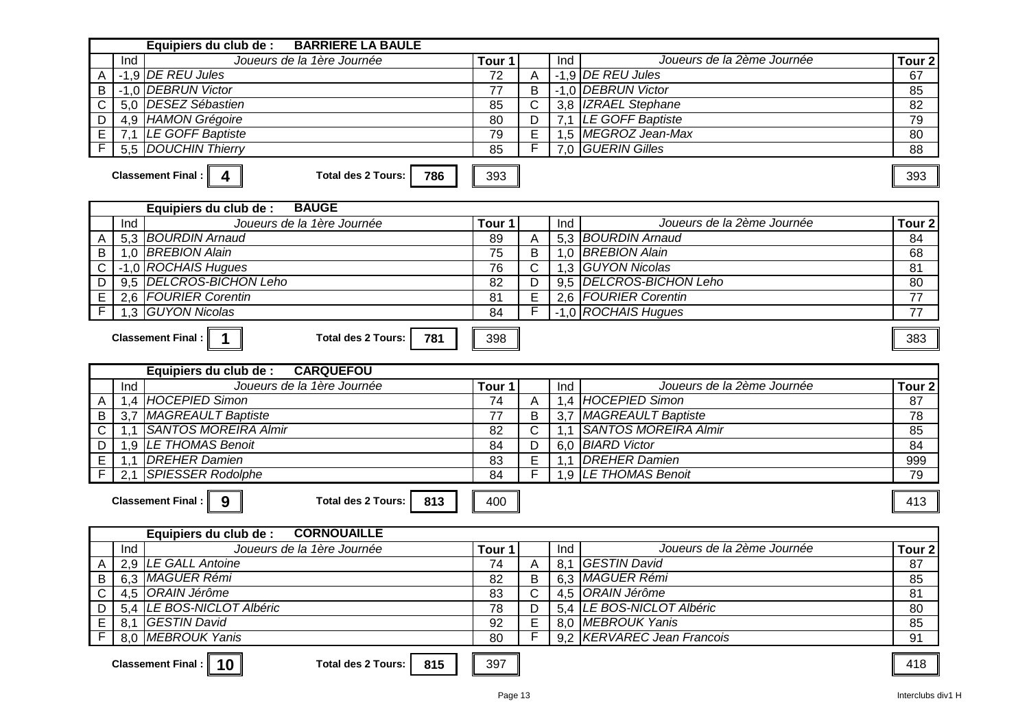| | | Equipiers du club de : BARRIERE LA BAULE | | | | | |
|---|---|---|---|---|---|---|---|
| | Ind | *Joueurs de la 1ère Journée* | Tour 1 | | Ind | *Joueurs de la 2ème Journée* | Tour 2 |
| A | -1,9 | *DE REU Jules* | 72 | A | -1,9 | *DE REU Jules* | 67 |
| B | -1,0 | *DEBRUN Victor* | 77 | B | -1,0 | *DEBRUN Victor* | 85 |
| C | 5,0 | *DESEZ Sébastien* | 85 | C | 3,8 | *IZRAEL Stephane* | 82 |
| D | 4,9 | *HAMON Grégoire* | 80 | D | 7,1 | *LE GOFF Baptiste* | 79 |
| E | 7,1 | *LE GOFF Baptiste* | 79 | E | 1,5 | *MEGROZ Jean-Max* | 80 |
| F | 5,5 | *DOUCHIN Thierry* | 85 | F | 7,0 | *GUERIN Gilles* | 88 |

**Classement Final : 4** **Total des 2 Tours: 786** 393 393

| | | Equipiers du club de : BAUGE | | | | | |
|---|---|---|---|---|---|---|---|
| | Ind | *Joueurs de la 1ère Journée* | Tour 1 | | Ind | *Joueurs de la 2ème Journée* | Tour 2 |
| A | 5,3 | *BOURDIN Arnaud* | 89 | A | 5,3 | *BOURDIN Arnaud* | 84 |
| B | 1,0 | *BREBION Alain* | 75 | B | 1,0 | *BREBION Alain* | 68 |
| C | -1,0 | *ROCHAIS Hugues* | 76 | C | 1,3 | *GUYON Nicolas* | 81 |
| D | 9,5 | *DELCROS-BICHON Leho* | 82 | D | 9,5 | *DELCROS-BICHON Leho* | 80 |
| E | 2,6 | *FOURIER Corentin* | 81 | E | 2,6 | *FOURIER Corentin* | 77 |
| F | 1,3 | *GUYON Nicolas* | 84 | F | -1,0 | *ROCHAIS Hugues* | 77 |

**Classement Final : 1** **Total des 2 Tours: 781** 398 383

| | | Equipiers du club de : CARQUEFOU | | | | | |
|---|---|---|---|---|---|---|---|
| | Ind | *Joueurs de la 1ère Journée* | Tour 1 | | Ind | *Joueurs de la 2ème Journée* | Tour 2 |
| A | 1,4 | *HOCEPIED Simon* | 74 | A | 1,4 | *HOCEPIED Simon* | 87 |
| B | 3,7 | *MAGREAULT Baptiste* | 77 | B | 3,7 | *MAGREAULT Baptiste* | 78 |
| C | 1,1 | *SANTOS MOREIRA Almir* | 82 | C | 1,1 | *SANTOS MOREIRA Almir* | 85 |
| D | 1,9 | *LE THOMAS Benoit* | 84 | D | 6,0 | *BIARD Victor* | 84 |
| E | 1,1 | *DREHER Damien* | 83 | E | 1,1 | *DREHER Damien* | 999 |
| F | 2,1 | *SPIESSER Rodolphe* | 84 | F | 1,9 | *LE THOMAS Benoit* | 79 |

**Classement Final : 9** **Total des 2 Tours: 813** 400 413

| | | Equipiers du club de : CORNOUAILLE | | | | | |
|---|---|---|---|---|---|---|---|
| | Ind | *Joueurs de la 1ère Journée* | Tour 1 | | Ind | *Joueurs de la 2ème Journée* | Tour 2 |
| A | 2,9 | *LE GALL Antoine* | 74 | A | 8,1 | *GESTIN David* | 87 |
| B | 6,3 | *MAGUER Rémi* | 82 | B | 6,3 | *MAGUER Rémi* | 85 |
| C | 4,5 | *ORAIN Jérôme* | 83 | C | 4,5 | *ORAIN Jérôme* | 81 |
| D | 5,4 | *LE BOS-NICLOT Albéric* | 78 | D | 5,4 | *LE BOS-NICLOT Albéric* | 80 |
| E | 8,1 | *GESTIN David* | 92 | E | 8,0 | *MEBROUK Yanis* | 85 |
| F | 8,0 | *MEBROUK Yanis* | 80 | F | 9,2 | *KERVAREC Jean Francois* | 91 |

**Classement Final : 10** **Total des 2 Tours: 815** 397 418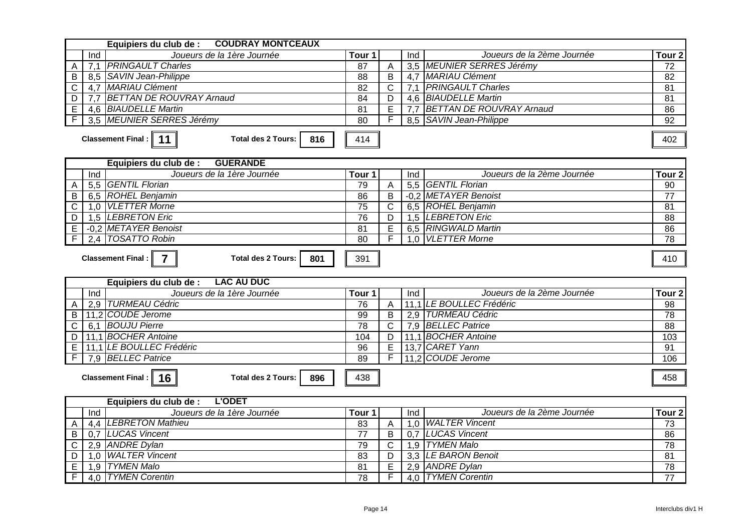| | Ind | Equipiers du club de : **COUDRAY MONTCEAUX** Joueurs de la 1ère Journée | Tour 1 | | Ind | Joueurs de la 2ème Journée | Tour 2 |
|---|---|---|---|---|---|---|---|
| A | 7,1 | *PRINGAULT Charles* | 87 | A | 3,5 | *MEUNIER SERRES Jérémy* | 72 |
| B | 8,5 | *SAVIN Jean-Philippe* | 88 | B | 4,7 | *MARIAU Clément* | 82 |
| C | 4,7 | *MARIAU Clément* | 82 | C | 7,1 | *PRINGAULT Charles* | 81 |
| D | 7,7 | *BETTAN DE ROUVRAY Arnaud* | 84 | D | 4,6 | *BIAUDELLE Martin* | 81 |
| E | 4,6 | *BIAUDELLE Martin* | 81 | E | 7,7 | *BETTAN DE ROUVRAY Arnaud* | 86 |
| F | 3,5 | *MEUNIER SERRES Jérémy* | 80 | F | 8,5 | *SAVIN Jean-Philippe* | 92 |

**Classement Final : 11** **Total des 2 Tours: 816** 414 402

| | Ind | Equipiers du club de : **GUERANDE** Joueurs de la 1ère Journée | Tour 1 | | Ind | Joueurs de la 2ème Journée | Tour 2 |
|---|---|---|---|---|---|---|---|
| A | 5,5 | *GENTIL Florian* | 79 | A | 5,5 | *GENTIL Florian* | 90 |
| B | 6,5 | *ROHEL Benjamin* | 86 | B | -0,2 | *METAYER Benoist* | 77 |
| C | 1,0 | *VLETTER Morne* | 75 | C | 6,5 | *ROHEL Benjamin* | 81 |
| D | 1,5 | *LEBRETON Eric* | 76 | D | 1,5 | *LEBRETON Eric* | 88 |
| E | -0,2 | *METAYER Benoist* | 81 | E | 6,5 | *RINGWALD Martin* | 86 |
| F | 2,4 | *TOSATTO Robin* | 80 | F | 1,0 | *VLETTER Morne* | 78 |

**Classement Final : 7** **Total des 2 Tours: 801** 391 410

| | Ind | Equipiers du club de : **LAC AU DUC** Joueurs de la 1ère Journée | Tour 1 | | Ind | Joueurs de la 2ème Journée | Tour 2 |
|---|---|---|---|---|---|---|---|
| A | 2,9 | *TURMEAU Cédric* | 76 | A | 11,1 | *LE BOULLEC Frédéric* | 98 |
| B | 11,2 | *COUDE Jerome* | 99 | B | 2,9 | *TURMEAU Cédric* | 78 |
| C | 6,1 | *BOUJU Pierre* | 78 | C | 7,9 | *BELLEC Patrice* | 88 |
| D | 11,1 | *BOCHER Antoine* | 104 | D | 11,1 | *BOCHER Antoine* | 103 |
| E | 11,1 | *LE BOULLEC Frédéric* | 96 | E | 13,7 | *CARET Yann* | 91 |
| F | 7,9 | *BELLEC Patrice* | 89 | F | 11,2 | *COUDE Jerome* | 106 |

**Classement Final : 16** **Total des 2 Tours: 896** 438 458

| | Ind | Equipiers du club de : **L'ODET** Joueurs de la 1ère Journée | Tour 1 | | Ind | Joueurs de la 2ème Journée | Tour 2 |
|---|---|---|---|---|---|---|---|
| A | 4,4 | *LEBRETON Mathieu* | 83 | A | 1,0 | *WALTER Vincent* | 73 |
| B | 0,7 | *LUCAS Vincent* | 77 | B | 0,7 | *LUCAS Vincent* | 86 |
| C | 2,9 | *ANDRE Dylan* | 79 | C | 1,9 | *TYMEN Malo* | 78 |
| D | 1,0 | *WALTER Vincent* | 83 | D | 3,3 | *LE BARON Benoit* | 81 |
| E | 1,9 | *TYMEN Malo* | 81 | E | 2,9 | *ANDRE Dylan* | 78 |
| F | 4,0 | *TYMEN Corentin* | 78 | F | 4,0 | *TYMEN Corentin* | 77 |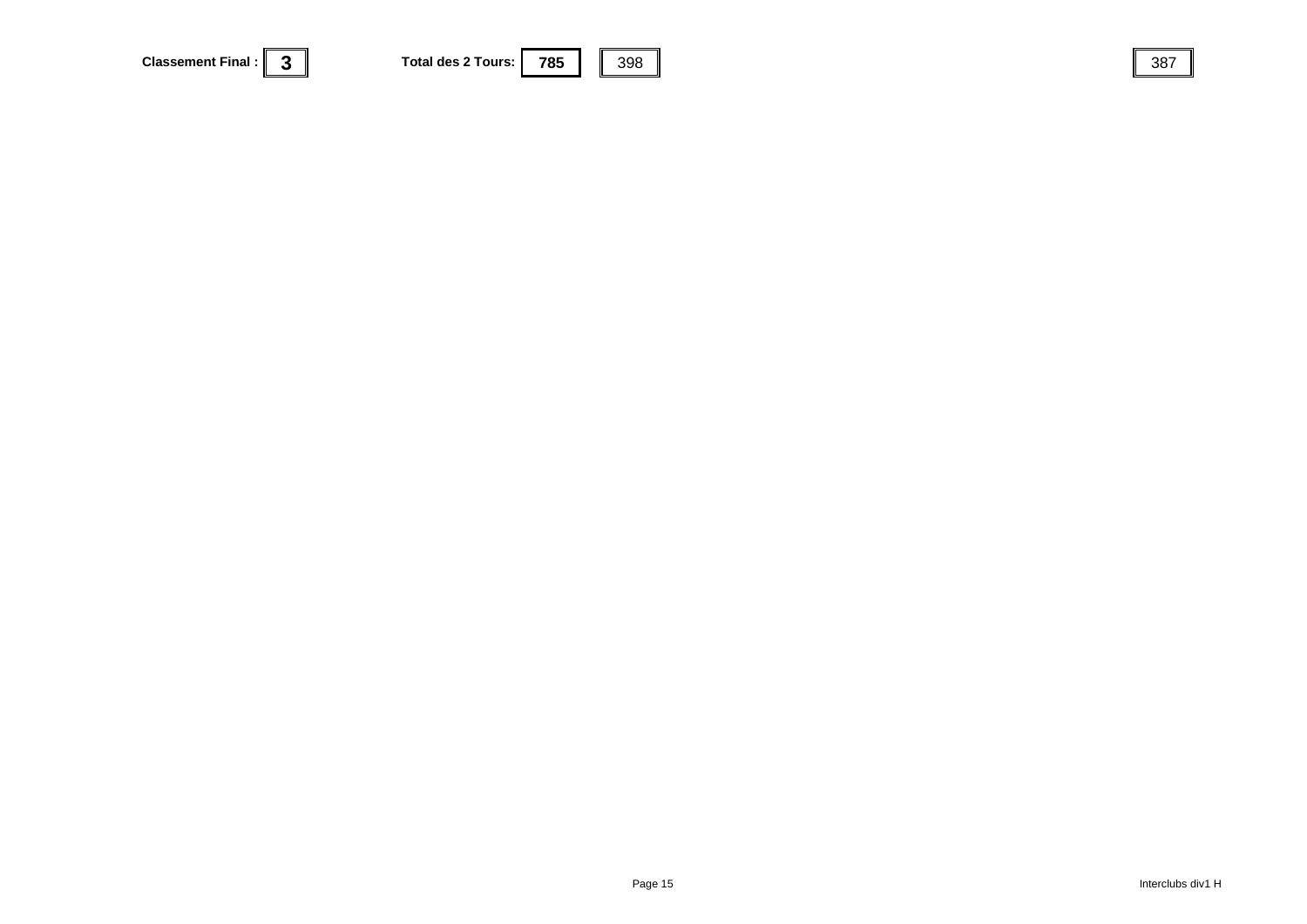| Classement Final : | 3 | Total des 2 Tours: | 785 | 398 | 387 |
|---|---|---|---|---|---|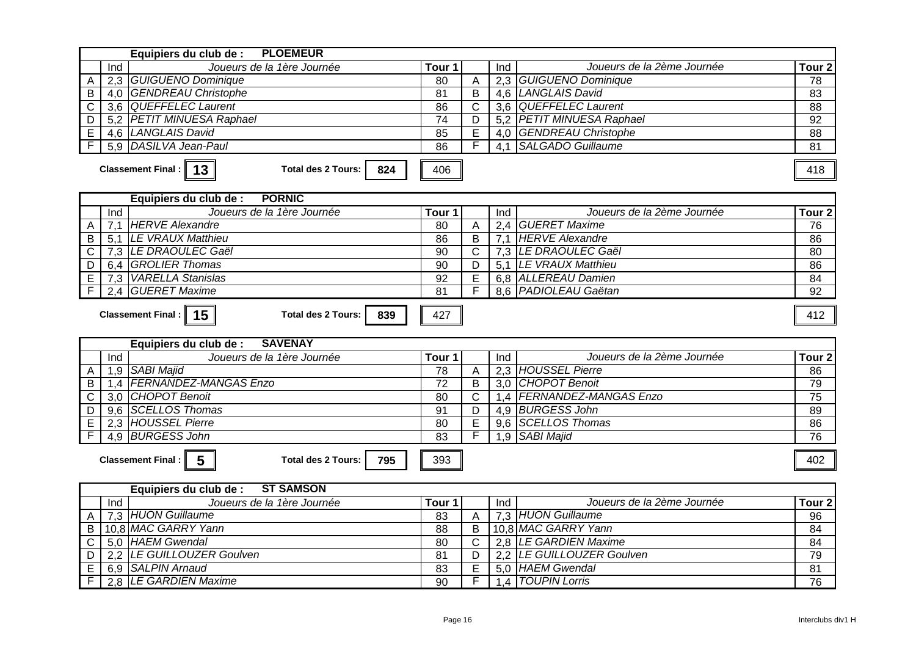**Equipiers du club de : PLOEMEUR**

| | Ind | Joueurs de la 1ère Journée | Tour 1 | | Ind | Joueurs de la 2ème Journée | Tour 2 |
|---|---|---|---|---|---|---|---|
| A | 2,3 | *GUIGUENO Dominique* | 80 | A | 2,3 | *GUIGUENO Dominique* | 78 |
| B | 4,0 | *GENDREAU Christophe* | 81 | B | 4,6 | *LANGLAIS David* | 83 |
| C | 3,6 | *QUEFFELEC Laurent* | 86 | C | 3,6 | *QUEFFELEC Laurent* | 88 |
| D | 5,2 | *PETIT MINUESA Raphael* | 74 | D | 5,2 | *PETIT MINUESA Raphael* | 92 |
| E | 4,6 | *LANGLAIS David* | 85 | E | 4,0 | *GENDREAU Christophe* | 88 |
| F | 5,9 | *DASILVA Jean-Paul* | 86 | F | 4,1 | *SALGADO Guillaume* | 81 |

**Classement Final : 13** **Total des 2 Tours: 824** 406 418

**Equipiers du club de : PORNIC**

| | Ind | Joueurs de la 1ère Journée | Tour 1 | | Ind | Joueurs de la 2ème Journée | Tour 2 |
|---|---|---|---|---|---|---|---|
| A | 7,1 | *HERVE Alexandre* | 80 | A | 2,4 | *GUERET Maxime* | 76 |
| B | 5,1 | *LE VRAUX Matthieu* | 86 | B | 7,1 | *HERVE Alexandre* | 86 |
| C | 7,3 | *LE DRAOULEC Gaël* | 90 | C | 7,3 | *LE DRAOULEC Gaël* | 80 |
| D | 6,4 | *GROLIER Thomas* | 90 | D | 5,1 | *LE VRAUX Matthieu* | 86 |
| E | 7,3 | *VARELLA Stanislas* | 92 | E | 6,8 | *ALLEREAU Damien* | 84 |
| F | 2,4 | *GUERET Maxime* | 81 | F | 8,6 | *PADIOLEAU Gaëtan* | 92 |

**Classement Final : 15** **Total des 2 Tours: 839** 427 412

**Equipiers du club de : SAVENAY**

| | Ind | Joueurs de la 1ère Journée | Tour 1 | | Ind | Joueurs de la 2ème Journée | Tour 2 |
|---|---|---|---|---|---|---|---|
| A | 1,9 | *SABI Majid* | 78 | A | 2,3 | *HOUSSEL Pierre* | 86 |
| B | 1,4 | *FERNANDEZ-MANGAS Enzo* | 72 | B | 3,0 | *CHOPOT Benoit* | 79 |
| C | 3,0 | *CHOPOT Benoit* | 80 | C | 1,4 | *FERNANDEZ-MANGAS Enzo* | 75 |
| D | 9,6 | *SCELLOS Thomas* | 91 | D | 4,9 | *BURGESS John* | 89 |
| E | 2,3 | *HOUSSEL Pierre* | 80 | E | 9,6 | *SCELLOS Thomas* | 86 |
| F | 4,9 | *BURGESS John* | 83 | F | 1,9 | *SABI Majid* | 76 |

**Classement Final : 5** **Total des 2 Tours: 795** 393 402

**Equipiers du club de : ST SAMSON**

| | Ind | Joueurs de la 1ère Journée | Tour 1 | | Ind | Joueurs de la 2ème Journée | Tour 2 |
|---|---|---|---|---|---|---|---|
| A | 7,3 | *HUON Guillaume* | 83 | A | 7,3 | *HUON Guillaume* | 96 |
| B | 10,8 | *MAC GARRY Yann* | 88 | B | 10,8 | *MAC GARRY Yann* | 84 |
| C | 5,0 | *HAEM Gwendal* | 80 | C | 2,8 | *LE GARDIEN Maxime* | 84 |
| D | 2,2 | *LE GUILLOUZER Goulven* | 81 | D | 2,2 | *LE GUILLOUZER Goulven* | 79 |
| E | 6,9 | *SALPIN Arnaud* | 83 | E | 5,0 | *HAEM Gwendal* | 81 |
| F | 2,8 | *LE GARDIEN Maxime* | 90 | F | 1,4 | *TOUPIN Lorris* | 76 |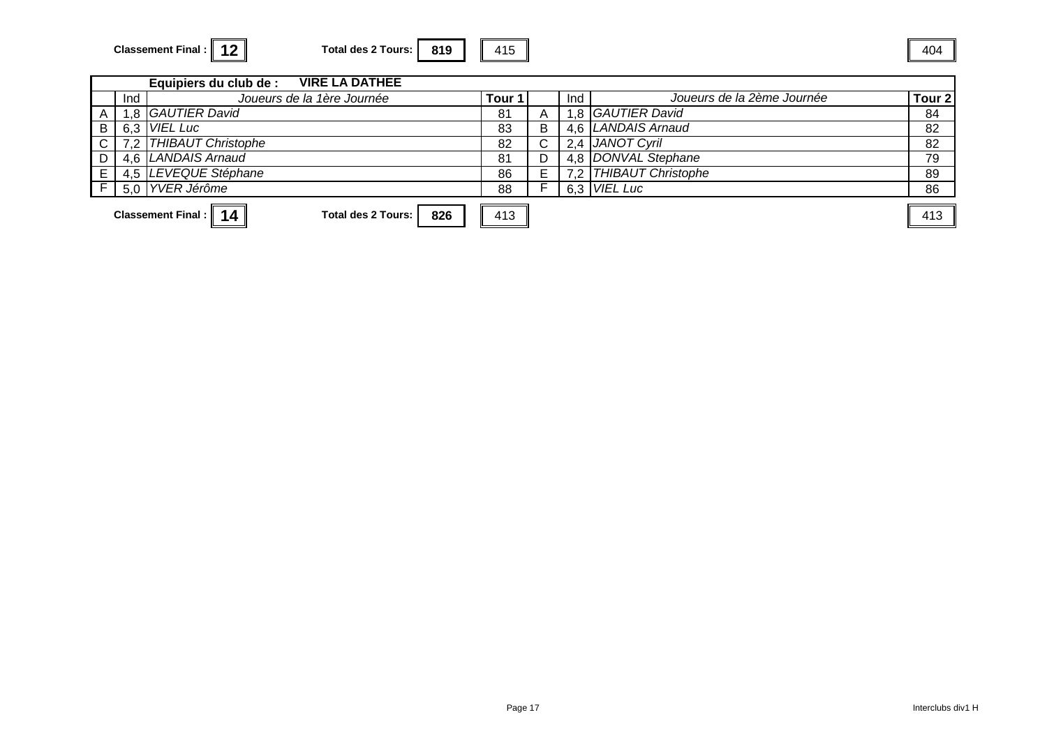Classement Final : **12** Total des 2 Tours: **819** 415 404

| | Ind | Equipiers du club de : **VIRE LA DATHEE** Joueurs de la 1ère Journée | Tour 1 | | Ind | Joueurs de la 2ème Journée | Tour 2 |
|---|---|---|---|---|---|---|---|
| A | 1,8 | *GAUTIER David* | 81 | A | 1,8 | *GAUTIER David* | 84 |
| B | 6,3 | *VIEL Luc* | 83 | B | 4,6 | *LANDAIS Arnaud* | 82 |
| C | 7,2 | *THIBAUT Christophe* | 82 | C | 2,4 | *JANOT Cyril* | 82 |
| D | 4,6 | *LANDAIS Arnaud* | 81 | D | 4,8 | *DONVAL Stephane* | 79 |
| E | 4,5 | *LEVEQUE Stéphane* | 86 | E | 7,2 | *THIBAUT Christophe* | 89 |
| F | 5,0 | *YVER Jérôme* | 88 | F | 6,3 | *VIEL Luc* | 86 |

Classement Final : **14** Total des 2 Tours: **826** 413 413